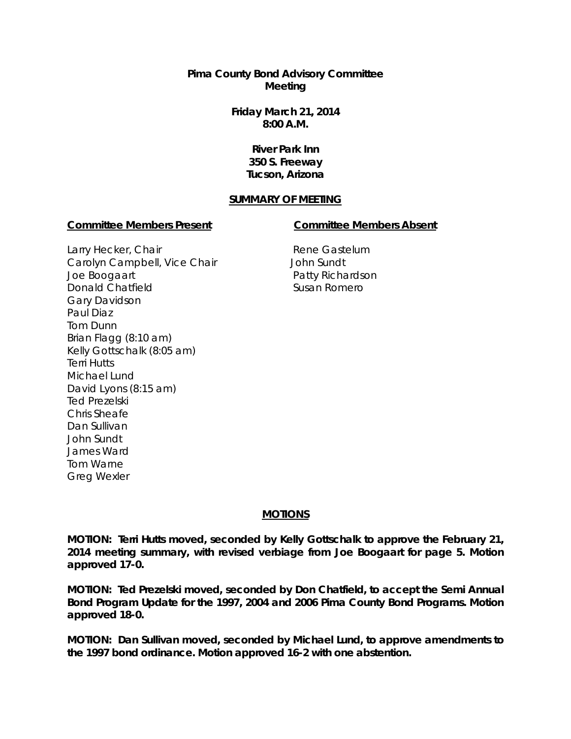**Pima County Bond Advisory Committee**
**Meeting**

**Friday March 21, 2014**
**8:00 A.M.**

**River Park Inn**
**350 S. Freeway**
**Tucson, Arizona**

**SUMMARY OF MEETING**

| **Committee Members Present** | **Committee Members Absent** |
|---|---|
| Larry Hecker, Chair | Rene Gastelum |
| Carolyn Campbell, Vice Chair | John Sundt |
| Joe Boogaart | Patty Richardson |
| Donald Chatfield | Susan Romero |
| Gary Davidson | |
| Paul Diaz | |
| Tom Dunn | |
| Brian Flagg (8:10 am) | |
| Kelly Gottschalk (8:05 am) | |
| Terri Hutts | |
| Michael Lund | |
| David Lyons (8:15 am) | |
| Ted Prezelski | |
| Chris Sheafe | |
| Dan Sullivan | |
| John Sundt | |
| James Ward | |
| Tom Warne | |
| Greg Wexler | |

## MOTIONS

**MOTION: Terri Hutts moved, seconded by Kelly Gottschalk to approve the February 21, 2014 meeting summary, with revised verbiage from Joe Boogaart for page 5. Motion approved 17-0.**

**MOTION: Ted Prezelski moved, seconded by Don Chatfield, to accept the Semi Annual Bond Program Update for the 1997, 2004 and 2006 Pima County Bond Programs. Motion approved 18-0.**

**MOTION: Dan Sullivan moved, seconded by Michael Lund, to approve amendments to the 1997 bond ordinance. Motion approved 16-2 with one abstention.**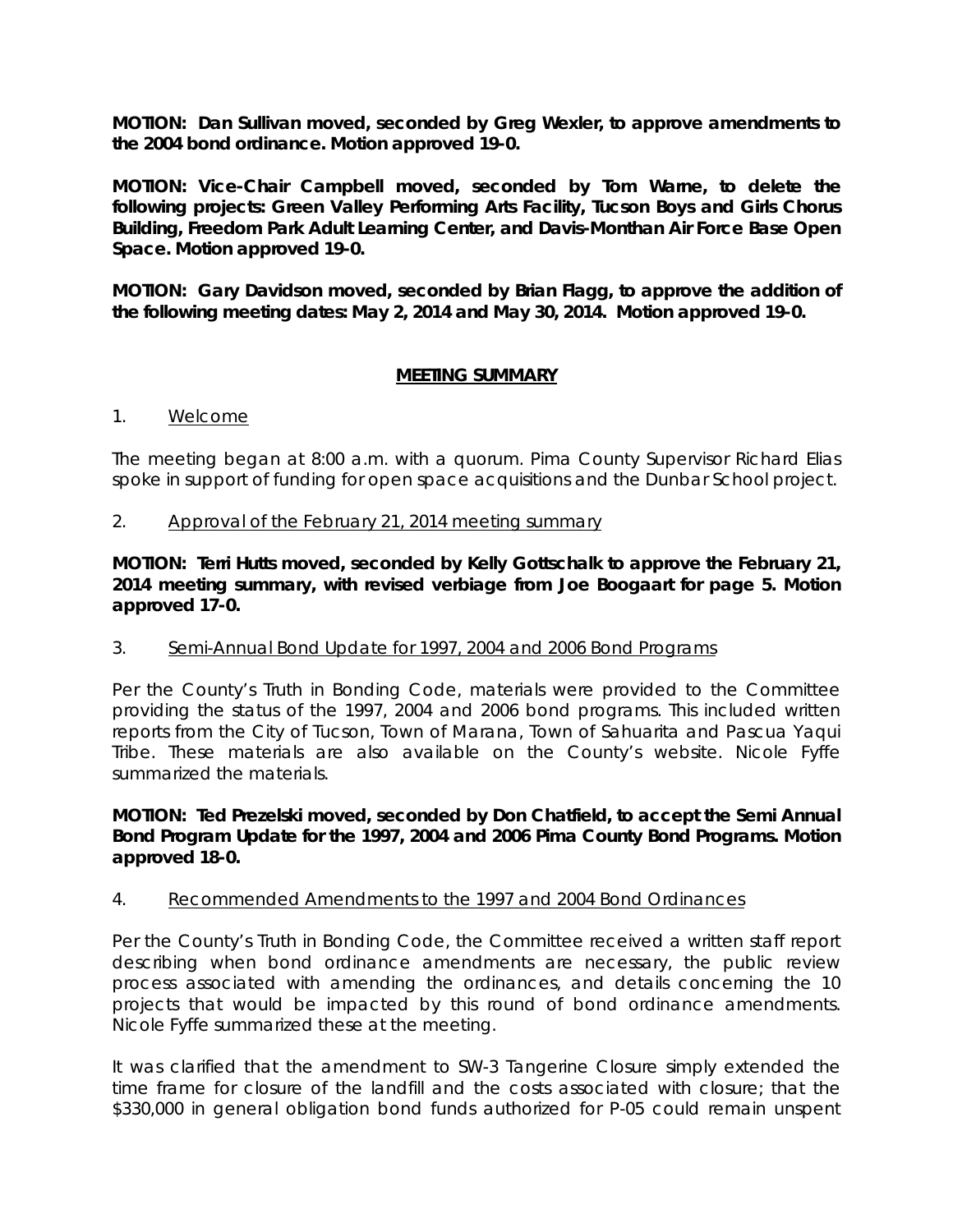**MOTION: Dan Sullivan moved, seconded by Greg Wexler, to approve amendments to the 2004 bond ordinance. Motion approved 19-0.**

**MOTION: Vice-Chair Campbell moved, seconded by Tom Warne, to delete the following projects: Green Valley Performing Arts Facility, Tucson Boys and Girls Chorus Building, Freedom Park Adult Learning Center, and Davis-Monthan Air Force Base Open Space. Motion approved 19-0.**

**MOTION: Gary Davidson moved, seconded by Brian Flagg, to approve the addition of the following meeting dates: May 2, 2014 and May 30, 2014. Motion approved 19-0.**

## MEETING SUMMARY

1. Welcome

The meeting began at 8:00 a.m. with a quorum. Pima County Supervisor Richard Elias spoke in support of funding for open space acquisitions and the Dunbar School project.

2. Approval of the February 21, 2014 meeting summary

**MOTION: Terri Hutts moved, seconded by Kelly Gottschalk to approve the February 21, 2014 meeting summary, with revised verbiage from Joe Boogaart for page 5. Motion approved 17-0.**

3. Semi-Annual Bond Update for 1997, 2004 and 2006 Bond Programs

Per the County's Truth in Bonding Code, materials were provided to the Committee providing the status of the 1997, 2004 and 2006 bond programs. This included written reports from the City of Tucson, Town of Marana, Town of Sahuarita and Pascua Yaqui Tribe. These materials are also available on the County's website. Nicole Fyffe summarized the materials.

**MOTION: Ted Prezelski moved, seconded by Don Chatfield, to accept the Semi Annual Bond Program Update for the 1997, 2004 and 2006 Pima County Bond Programs. Motion approved 18-0.**

4. Recommended Amendments to the 1997 and 2004 Bond Ordinances

Per the County's Truth in Bonding Code, the Committee received a written staff report describing when bond ordinance amendments are necessary, the public review process associated with amending the ordinances, and details concerning the 10 projects that would be impacted by this round of bond ordinance amendments. Nicole Fyffe summarized these at the meeting.

It was clarified that the amendment to SW-3 Tangerine Closure simply extended the time frame for closure of the landfill and the costs associated with closure; that the $330,000 in general obligation bond funds authorized for P-05 could remain unspent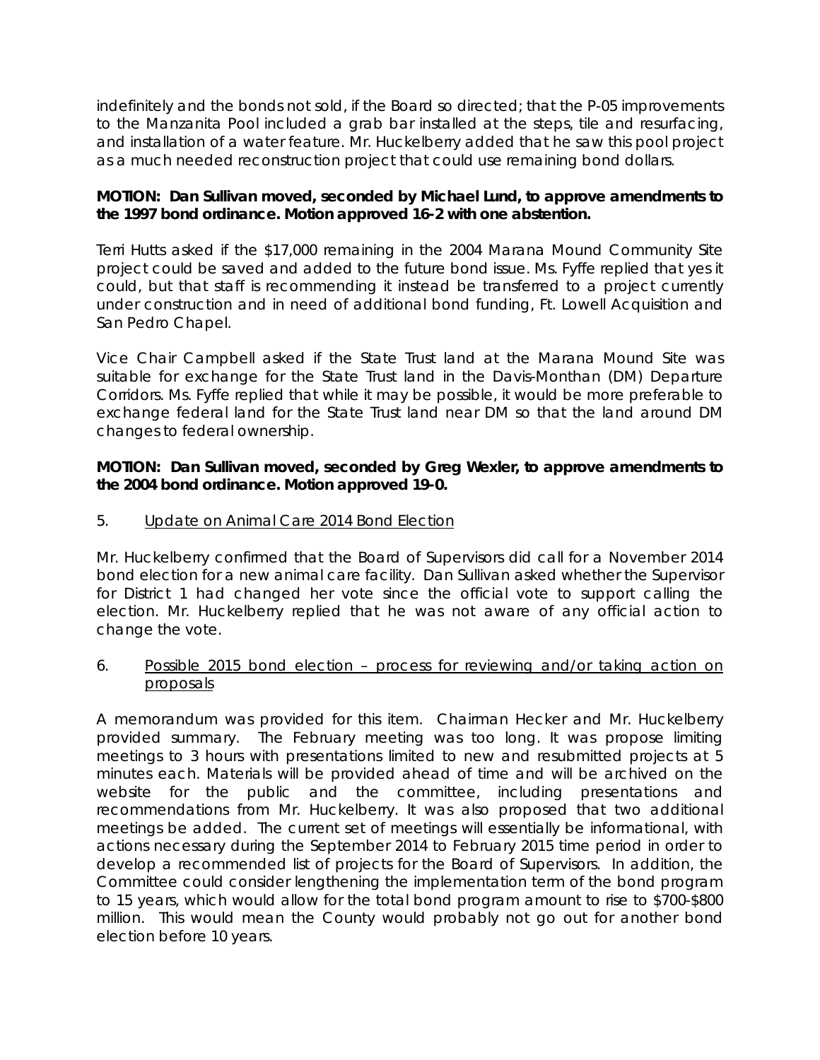indefinitely and the bonds not sold, if the Board so directed; that the P-05 improvements to the Manzanita Pool included a grab bar installed at the steps, tile and resurfacing, and installation of a water feature. Mr. Huckelberry added that he saw this pool project as a much needed reconstruction project that could use remaining bond dollars.

**MOTION: Dan Sullivan moved, seconded by Michael Lund, to approve amendments to the 1997 bond ordinance. Motion approved 16-2 with one abstention.**

Terri Hutts asked if the $17,000 remaining in the 2004 Marana Mound Community Site project could be saved and added to the future bond issue. Ms. Fyffe replied that yes it could, but that staff is recommending it instead be transferred to a project currently under construction and in need of additional bond funding, Ft. Lowell Acquisition and San Pedro Chapel.

Vice Chair Campbell asked if the State Trust land at the Marana Mound Site was suitable for exchange for the State Trust land in the Davis-Monthan (DM) Departure Corridors. Ms. Fyffe replied that while it may be possible, it would be more preferable to exchange federal land for the State Trust land near DM so that the land around DM changes to federal ownership.

**MOTION: Dan Sullivan moved, seconded by Greg Wexler, to approve amendments to the 2004 bond ordinance. Motion approved 19-0.**

5. Update on Animal Care 2014 Bond Election

Mr. Huckelberry confirmed that the Board of Supervisors did call for a November 2014 bond election for a new animal care facility. Dan Sullivan asked whether the Supervisor for District 1 had changed her vote since the official vote to support calling the election. Mr. Huckelberry replied that he was not aware of any official action to change the vote.

6. Possible 2015 bond election – process for reviewing and/or taking action on proposals

A memorandum was provided for this item. Chairman Hecker and Mr. Huckelberry provided summary. The February meeting was too long. It was propose limiting meetings to 3 hours with presentations limited to new and resubmitted projects at 5 minutes each. Materials will be provided ahead of time and will be archived on the website for the public and the committee, including presentations and recommendations from Mr. Huckelberry. It was also proposed that two additional meetings be added. The current set of meetings will essentially be informational, with actions necessary during the September 2014 to February 2015 time period in order to develop a recommended list of projects for the Board of Supervisors. In addition, the Committee could consider lengthening the implementation term of the bond program to 15 years, which would allow for the total bond program amount to rise to $700-$800 million. This would mean the County would probably not go out for another bond election before 10 years.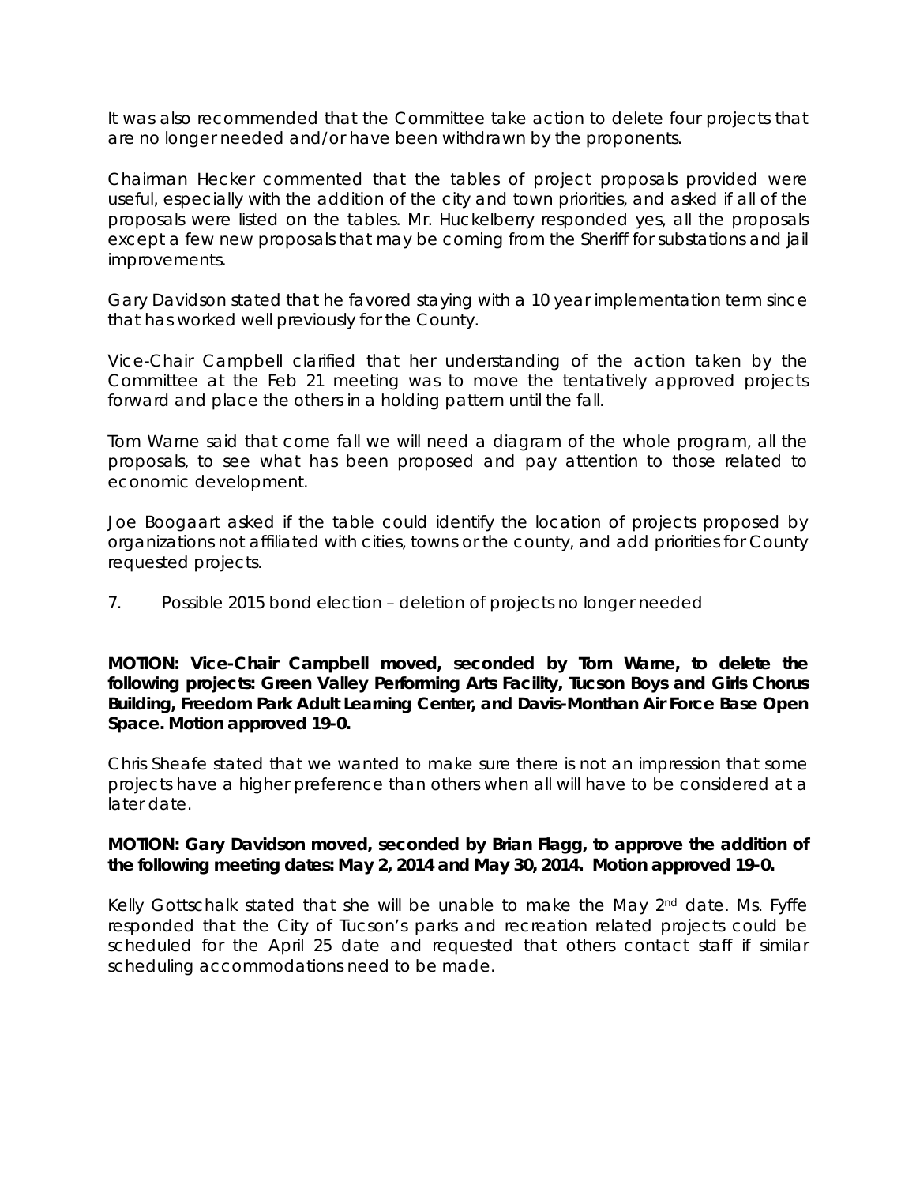It was also recommended that the Committee take action to delete four projects that are no longer needed and/or have been withdrawn by the proponents.

Chairman Hecker commented that the tables of project proposals provided were useful, especially with the addition of the city and town priorities, and asked if all of the proposals were listed on the tables. Mr. Huckelberry responded yes, all the proposals except a few new proposals that may be coming from the Sheriff for substations and jail improvements.

Gary Davidson stated that he favored staying with a 10 year implementation term since that has worked well previously for the County.

Vice-Chair Campbell clarified that her understanding of the action taken by the Committee at the Feb 21 meeting was to move the tentatively approved projects forward and place the others in a holding pattern until the fall.

Tom Warne said that come fall we will need a diagram of the whole program, all the proposals, to see what has been proposed and pay attention to those related to economic development.

Joe Boogaart asked if the table could identify the location of projects proposed by organizations not affiliated with cities, towns or the county, and add priorities for County requested projects.

7. Possible 2015 bond election – deletion of projects no longer needed

**MOTION: Vice-Chair Campbell moved, seconded by Tom Warne, to delete the following projects: Green Valley Performing Arts Facility, Tucson Boys and Girls Chorus Building, Freedom Park Adult Learning Center, and Davis-Monthan Air Force Base Open Space. Motion approved 19-0.**

Chris Sheafe stated that we wanted to make sure there is not an impression that some projects have a higher preference than others when all will have to be considered at a later date.

**MOTION: Gary Davidson moved, seconded by Brian Flagg, to approve the addition of the following meeting dates: May 2, 2014 and May 30, 2014. Motion approved 19-0.**

Kelly Gottschalk stated that she will be unable to make the May 2nd date. Ms. Fyffe responded that the City of Tucson's parks and recreation related projects could be scheduled for the April 25 date and requested that others contact staff if similar scheduling accommodations need to be made.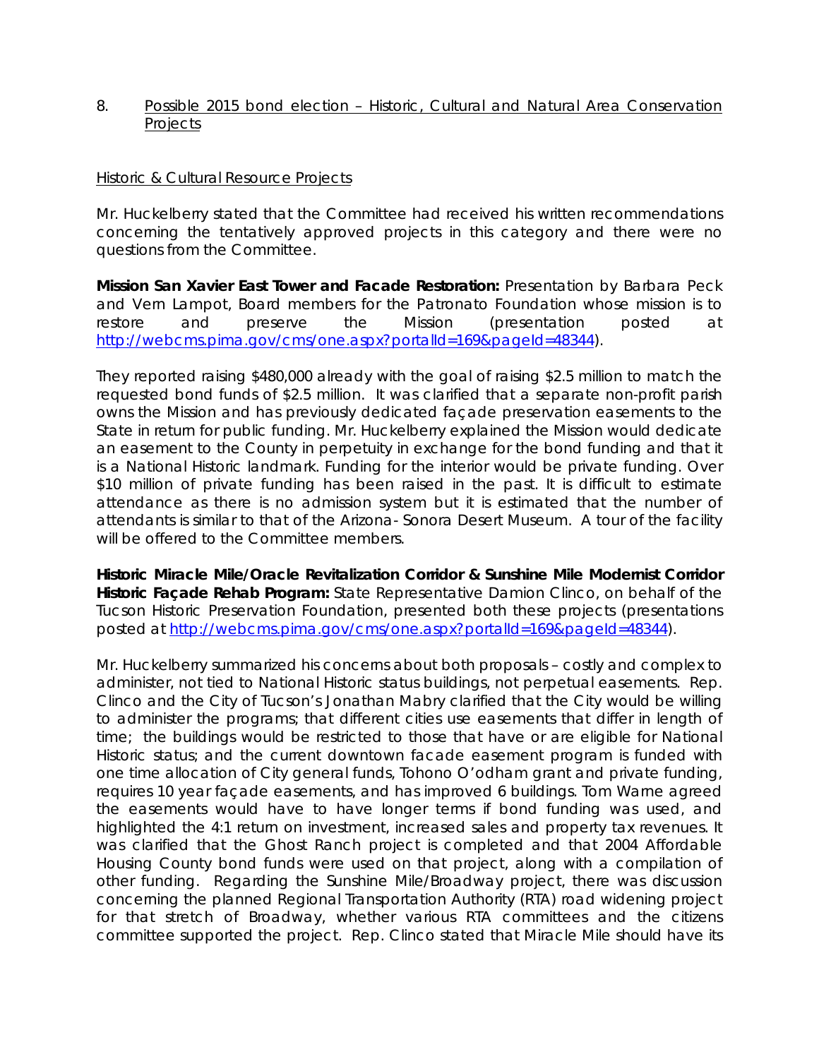8. Possible 2015 bond election – Historic, Cultural and Natural Area Conservation Projects

Historic & Cultural Resource Projects

Mr. Huckelberry stated that the Committee had received his written recommendations concerning the tentatively approved projects in this category and there were no questions from the Committee.

**Mission San Xavier East Tower and Facade Restoration:** Presentation by Barbara Peck and Vern Lampot, Board members for the Patronato Foundation whose mission is to restore and preserve the Mission (presentation posted at http://webcms.pima.gov/cms/one.aspx?portalId=169&pageId=48344).

They reported raising $480,000 already with the goal of raising $2.5 million to match the requested bond funds of $2.5 million. It was clarified that a separate non-profit parish owns the Mission and has previously dedicated façade preservation easements to the State in return for public funding. Mr. Huckelberry explained the Mission would dedicate an easement to the County in perpetuity in exchange for the bond funding and that it is a National Historic landmark. Funding for the interior would be private funding. Over $10 million of private funding has been raised in the past. It is difficult to estimate attendance as there is no admission system but it is estimated that the number of attendants is similar to that of the Arizona- Sonora Desert Museum. A tour of the facility will be offered to the Committee members.

**Historic Miracle Mile/Oracle Revitalization Corridor & Sunshine Mile Modernist Corridor Historic Façade Rehab Program:** State Representative Damion Clinco, on behalf of the Tucson Historic Preservation Foundation, presented both these projects (presentations posted at http://webcms.pima.gov/cms/one.aspx?portalId=169&pageId=48344).

Mr. Huckelberry summarized his concerns about both proposals – costly and complex to administer, not tied to National Historic status buildings, not perpetual easements. Rep. Clinco and the City of Tucson's Jonathan Mabry clarified that the City would be willing to administer the programs; that different cities use easements that differ in length of time; the buildings would be restricted to those that have or are eligible for National Historic status; and the current downtown facade easement program is funded with one time allocation of City general funds, Tohono O'odham grant and private funding, requires 10 year façade easements, and has improved 6 buildings. Tom Warne agreed the easements would have to have longer terms if bond funding was used, and highlighted the 4:1 return on investment, increased sales and property tax revenues. It was clarified that the Ghost Ranch project is completed and that 2004 Affordable Housing County bond funds were used on that project, along with a compilation of other funding. Regarding the Sunshine Mile/Broadway project, there was discussion concerning the planned Regional Transportation Authority (RTA) road widening project for that stretch of Broadway, whether various RTA committees and the citizens committee supported the project. Rep. Clinco stated that Miracle Mile should have its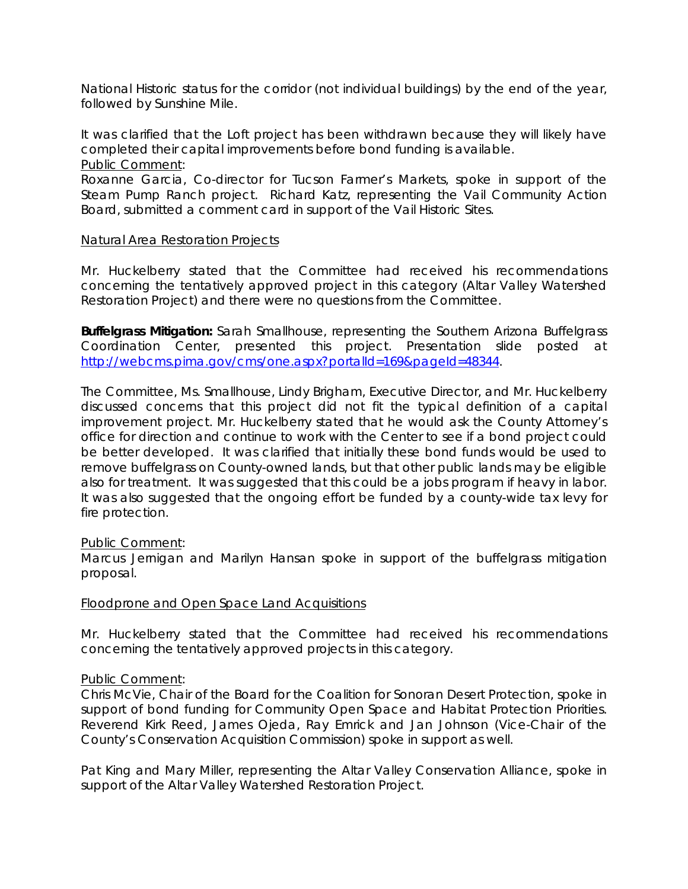National Historic status for the corridor (not individual buildings) by the end of the year, followed by Sunshine Mile.

It was clarified that the Loft project has been withdrawn because they will likely have completed their capital improvements before bond funding is available.
Public Comment:
Roxanne Garcia, Co-director for Tucson Farmer's Markets, spoke in support of the Steam Pump Ranch project. Richard Katz, representing the Vail Community Action Board, submitted a comment card in support of the Vail Historic Sites.

Natural Area Restoration Projects

Mr. Huckelberry stated that the Committee had received his recommendations concerning the tentatively approved project in this category (Altar Valley Watershed Restoration Project) and there were no questions from the Committee.

**Buffelgrass Mitigation:** Sarah Smallhouse, representing the Southern Arizona Buffelgrass Coordination Center, presented this project. Presentation slide posted at http://webcms.pima.gov/cms/one.aspx?portalId=169&pageId=48344.

The Committee, Ms. Smallhouse, Lindy Brigham, Executive Director, and Mr. Huckelberry discussed concerns that this project did not fit the typical definition of a capital improvement project. Mr. Huckelberry stated that he would ask the County Attorney's office for direction and continue to work with the Center to see if a bond project could be better developed. It was clarified that initially these bond funds would be used to remove buffelgrass on County-owned lands, but that other public lands may be eligible also for treatment. It was suggested that this could be a jobs program if heavy in labor. It was also suggested that the ongoing effort be funded by a county-wide tax levy for fire protection.

Public Comment:
Marcus Jernigan and Marilyn Hansan spoke in support of the buffelgrass mitigation proposal.

Floodprone and Open Space Land Acquisitions

Mr. Huckelberry stated that the Committee had received his recommendations concerning the tentatively approved projects in this category.

Public Comment:
Chris McVie, Chair of the Board for the Coalition for Sonoran Desert Protection, spoke in support of bond funding for Community Open Space and Habitat Protection Priorities. Reverend Kirk Reed, James Ojeda, Ray Emrick and Jan Johnson (Vice-Chair of the County's Conservation Acquisition Commission) spoke in support as well.

Pat King and Mary Miller, representing the Altar Valley Conservation Alliance, spoke in support of the Altar Valley Watershed Restoration Project.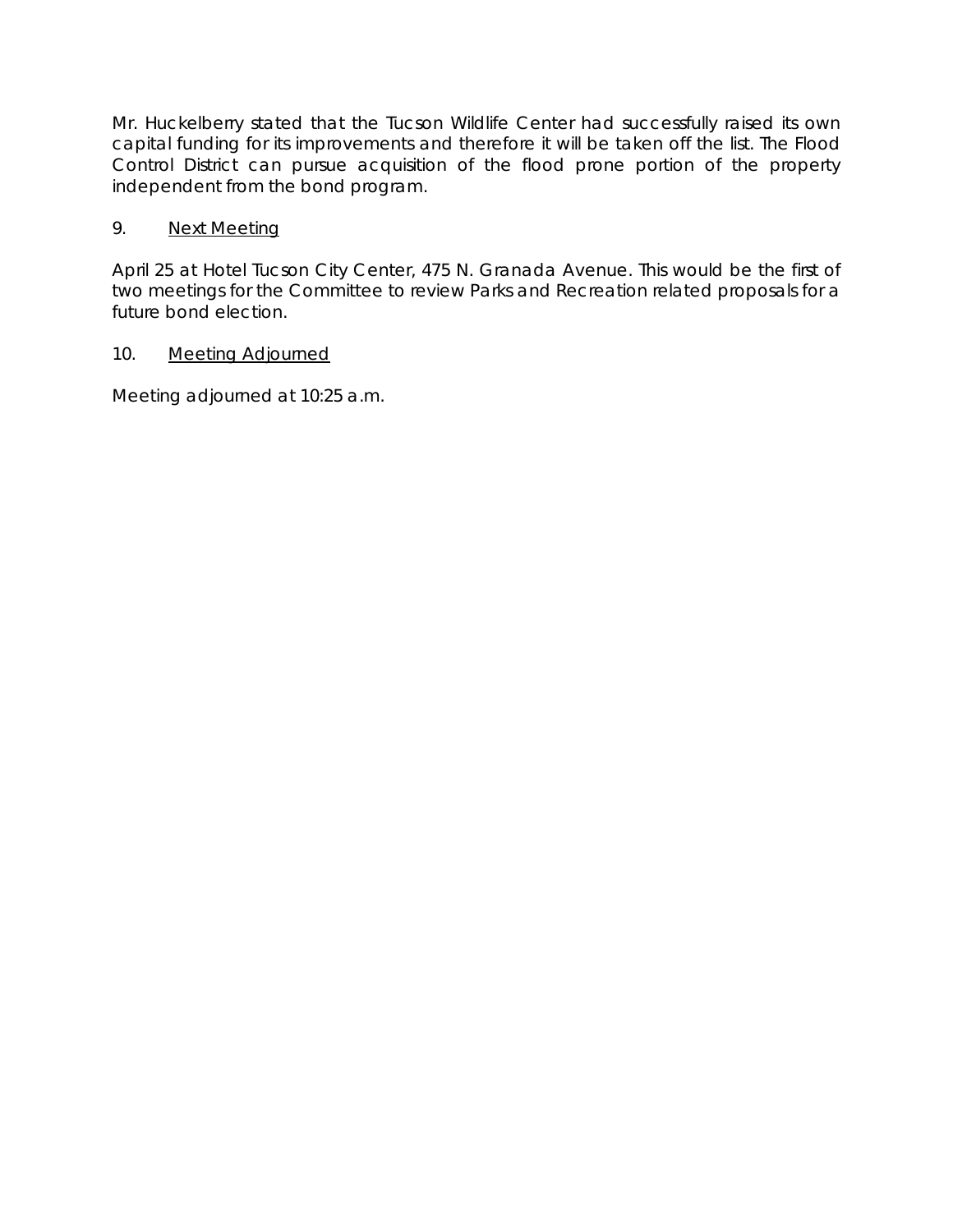Mr. Huckelberry stated that the Tucson Wildlife Center had successfully raised its own capital funding for its improvements and therefore it will be taken off the list. The Flood Control District can pursue acquisition of the flood prone portion of the property independent from the bond program.

9. <u>Next Meeting</u>

April 25 at Hotel Tucson City Center, 475 N. Granada Avenue. This would be the first of two meetings for the Committee to review Parks and Recreation related proposals for a future bond election.

10. <u>Meeting Adjourned</u>

Meeting adjourned at 10:25 a.m.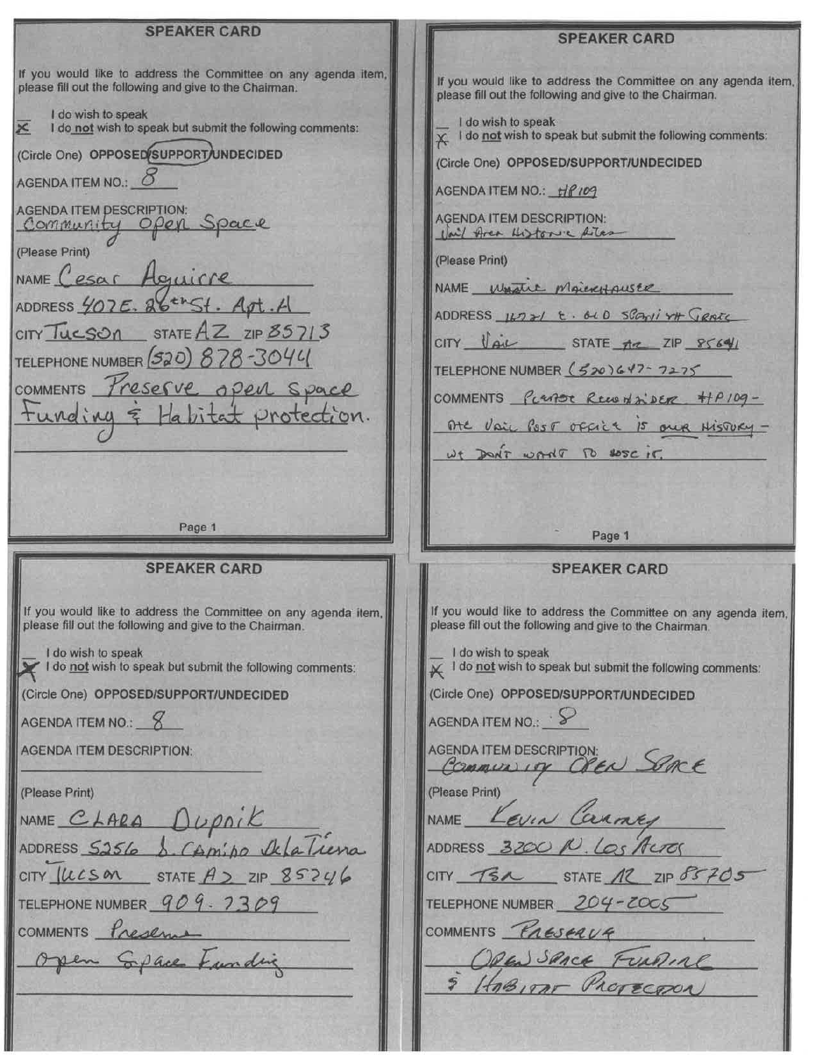## SPEAKER CARD

If you would like to address the Committee on any agenda item, please fill out the following and give to the Chairman.

- [ ] I do wish to speak
- [x] I do not wish to speak but submit the following comments:

(Circle One) OPPOSED/**SUPPORT**/UNDECIDED

AGENDA ITEM NO.: 8

AGENDA ITEM DESCRIPTION: Community Open Space

(Please Print)

NAME: Cesar Aguirre

ADDRESS: 407 E. 26th St. Apt. A

CITY: Tucson STATE: AZ ZIP: 85713

TELEPHONE NUMBER: (520) 878-3044

COMMENTS: Preserve open space Funding & Habitat protection.

## SPEAKER CARD

If you would like to address the Committee on any agenda item, please fill out the following and give to the Chairman.

- [ ] I do wish to speak
- [x] I do not wish to speak but submit the following comments:

(Circle One) OPPOSED/SUPPORT/UNDECIDED

AGENDA ITEM NO.: HP109

AGENDA ITEM DESCRIPTION: Vail Area Historic Sites

(Please Print)

NAME: Winnie Maierhauser

ADDRESS: 16721 E. Old Spanish Trail

CITY: Vail STATE: Az ZIP: 85641

TELEPHONE NUMBER: (520) 647-7275

COMMENTS: Please Reconsider HP109 - the Vail Post Office is our history - we don't want to lose it.

## SPEAKER CARD

If you would like to address the Committee on any agenda item, please fill out the following and give to the Chairman.

- [ ] I do wish to speak
- [x] I do not wish to speak but submit the following comments:

(Circle One) OPPOSED/SUPPORT/UNDECIDED

AGENDA ITEM NO.: 8

AGENDA ITEM DESCRIPTION:

(Please Print)

NAME: CLARA Dupnik

ADDRESS: 5256 S. Camino DelaTierra

CITY: Tucson STATE: AZ ZIP: 85746

TELEPHONE NUMBER: 909-7309

COMMENTS: Preserve Open Space Funding

## SPEAKER CARD

If you would like to address the Committee on any agenda item, please fill out the following and give to the Chairman.

- [ ] I do wish to speak
- [x] I do not wish to speak but submit the following comments:

(Circle One) OPPOSED/SUPPORT/UNDECIDED

AGENDA ITEM NO.: 8

AGENDA ITEM DESCRIPTION: Community Open Space

(Please Print)

NAME: Kevin Carney

ADDRESS: 3200 N. Los Altos

CITY: TSN STATE: AZ ZIP: 85705

TELEPHONE NUMBER: 204-2005

COMMENTS: Preserve Open Space Funding & Habitat Protection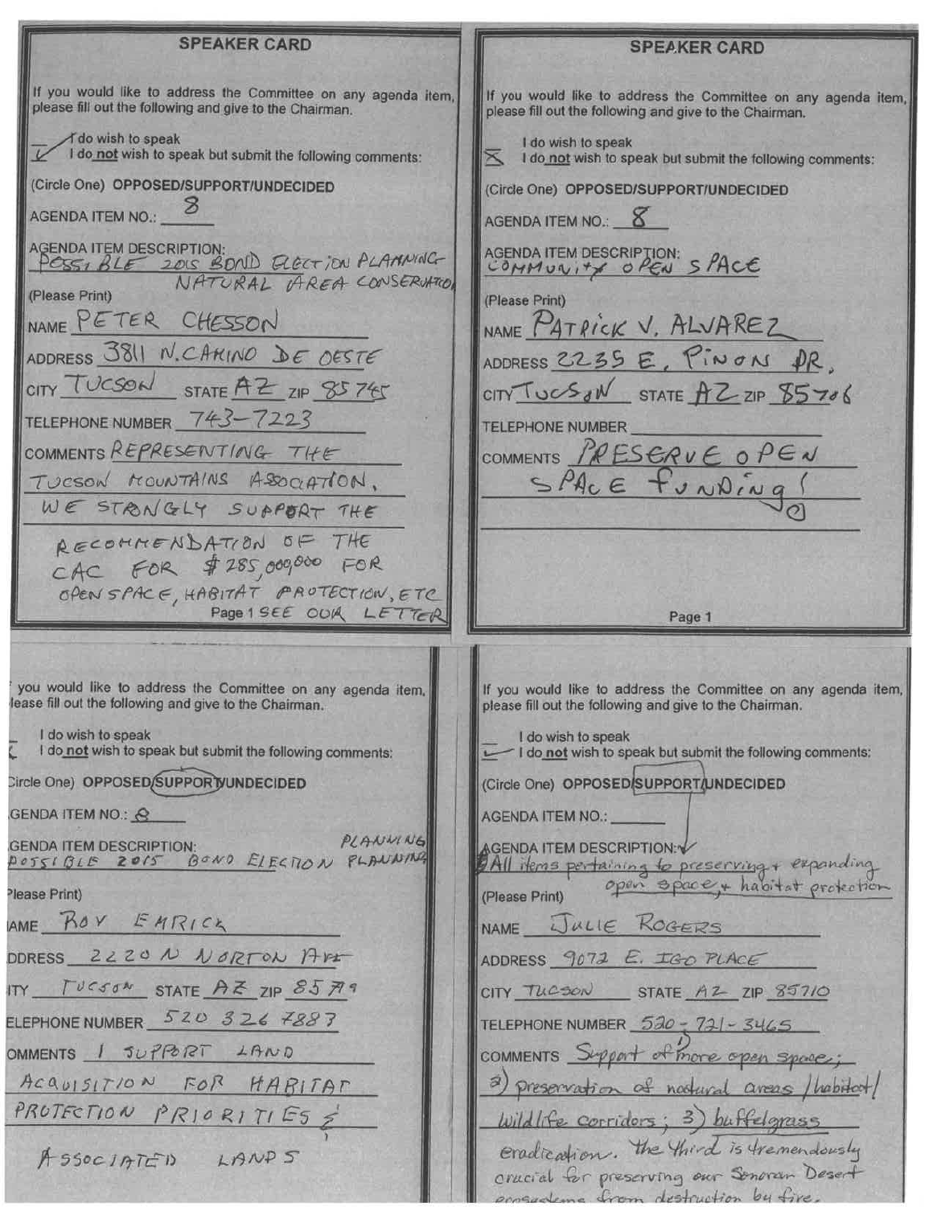## SPEAKER CARD

If you would like to address the Committee on any agenda item, please fill out the following and give to the Chairman.

✓ I do wish to speak
I do **not** wish to speak but submit the following comments:

(Circle One) **OPPOSED/SUPPORT/UNDECIDED**

AGENDA ITEM NO.: 8

AGENDA ITEM DESCRIPTION: POSSIBLE 2015 BOND ELECTION PLANNING NATURAL AREA CONSERVATION

(Please Print)

NAME PETER CHESSON

ADDRESS 3811 N. CAMINO DE OESTE

CITY TUCSON STATE AZ ZIP 85745

TELEPHONE NUMBER 743-7223

COMMENTS REPRESENTING THE TUCSON MOUNTAINS ASSOCIATION. WE STRONGLY SUPPORT THE RECOMMENDATION OF THE CAC FOR $285,000,000 FOR OPEN SPACE, HABITAT PROTECTION, ETC

Page 1 SEE OUR LETTER

## SPEAKER CARD

If you would like to address the Committee on any agenda item, please fill out the following and give to the Chairman.

I do wish to speak
☒ I do **not** wish to speak but submit the following comments:

(Circle One) **OPPOSED/SUPPORT/UNDECIDED**

AGENDA ITEM NO.: 8

AGENDA ITEM DESCRIPTION: COMMUNITY OPEN SPACE

(Please Print)

NAME PATRICK V. ALVAREZ

ADDRESS 2235 E. PINON DR.

CITY TUCSON STATE AZ ZIP 85706

TELEPHONE NUMBER

COMMENTS PRESERVE OPEN SPACE funding!

Page 1

---

If you would like to address the Committee on any agenda item, please fill out the following and give to the Chairman.

I do wish to speak
✓ I do **not** wish to speak but submit the following comments:

(Circle One) OPPOSED/**SUPPORT**/UNDECIDED

AGENDA ITEM NO.: 8

AGENDA ITEM DESCRIPTION: POSSIBLE 2015 BOND ELECTION PLANNING

(Please Print)

NAME ROY EMRICK

ADDRESS 2220 N NORTON AVE

CITY TUCSON STATE AZ ZIP 85719

TELEPHONE NUMBER 520 326 7887

COMMENTS I SUPPORT LAND ACQUISITION FOR HABITAT PROTECTION PRIORITIES & ASSOCIATED LANDS

---

If you would like to address the Committee on any agenda item, please fill out the following and give to the Chairman.

I do wish to speak
✓ I do **not** wish to speak but submit the following comments:

(Circle One) OPPOSED/**SUPPORT**/UNDECIDED

AGENDA ITEM NO.:

AGENDA ITEM DESCRIPTION: All items pertaining to preserving + expanding open space, + habitat protection

(Please Print)

NAME JULIE ROGERS

ADDRESS 9072 E. IGO PLACE

CITY TUCSON STATE AZ ZIP 85710

TELEPHONE NUMBER 520-721-3465

COMMENTS 1) Support of more open space; 2) preservation of natural areas/habitat/wildlife corridors; 3) buffelgrass eradication. The third is tremendously crucial for preserving our Sonoran Desert ecosystems from destruction by fire.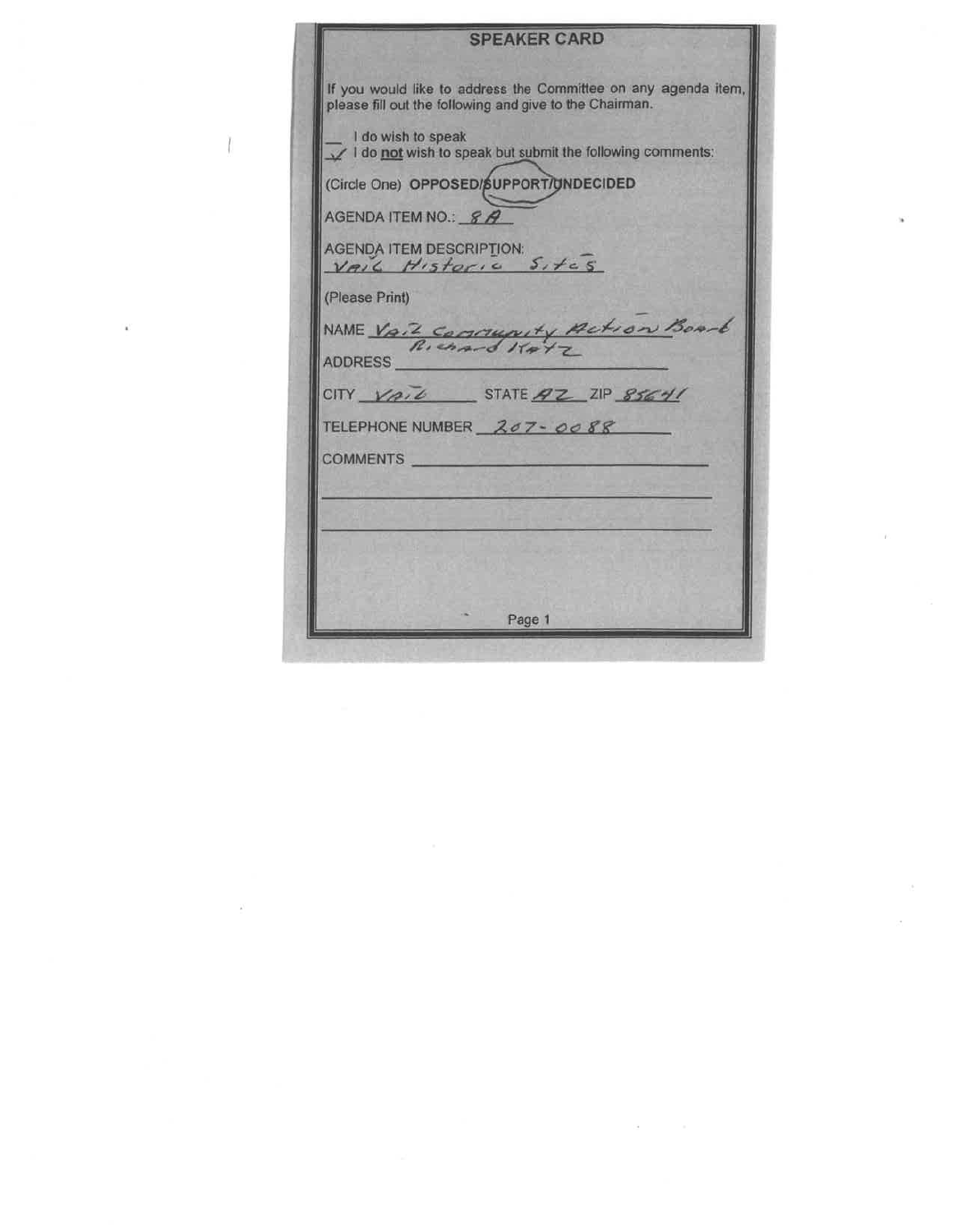# SPEAKER CARD

If you would like to address the Committee on any agenda item, please fill out the following and give to the Chairman.

- [ ] I do wish to speak
- [x] I do **not** wish to speak but submit the following comments:

(Circle One) **OPPOSED/SUPPORT/UNDECIDED** (SUPPORT circled)

AGENDA ITEM NO.: 8A

AGENDA ITEM DESCRIPTION: Vail Historic Sites

(Please Print)

NAME Vail Community Action Board
Richard Katz

ADDRESS ______________________

CITY Vail STATE AZ ZIP 85641

TELEPHONE NUMBER 207-0088

COMMENTS ______________________